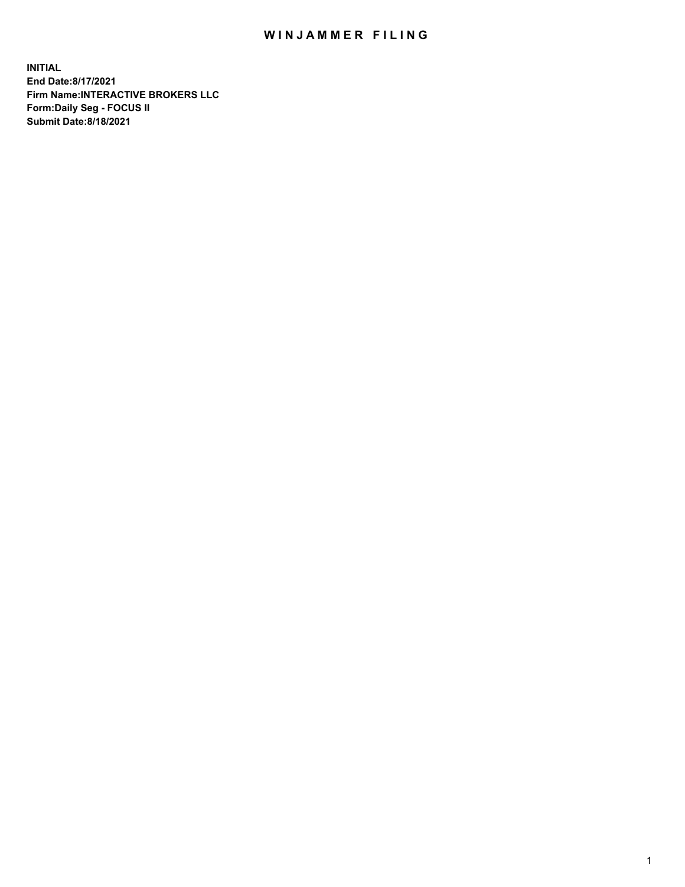# WINJAMMER FILING

**INITIAL**
**End Date:8/17/2021**
**Firm Name:INTERACTIVE BROKERS LLC**
**Form:Daily Seg - FOCUS II**
**Submit Date:8/18/2021**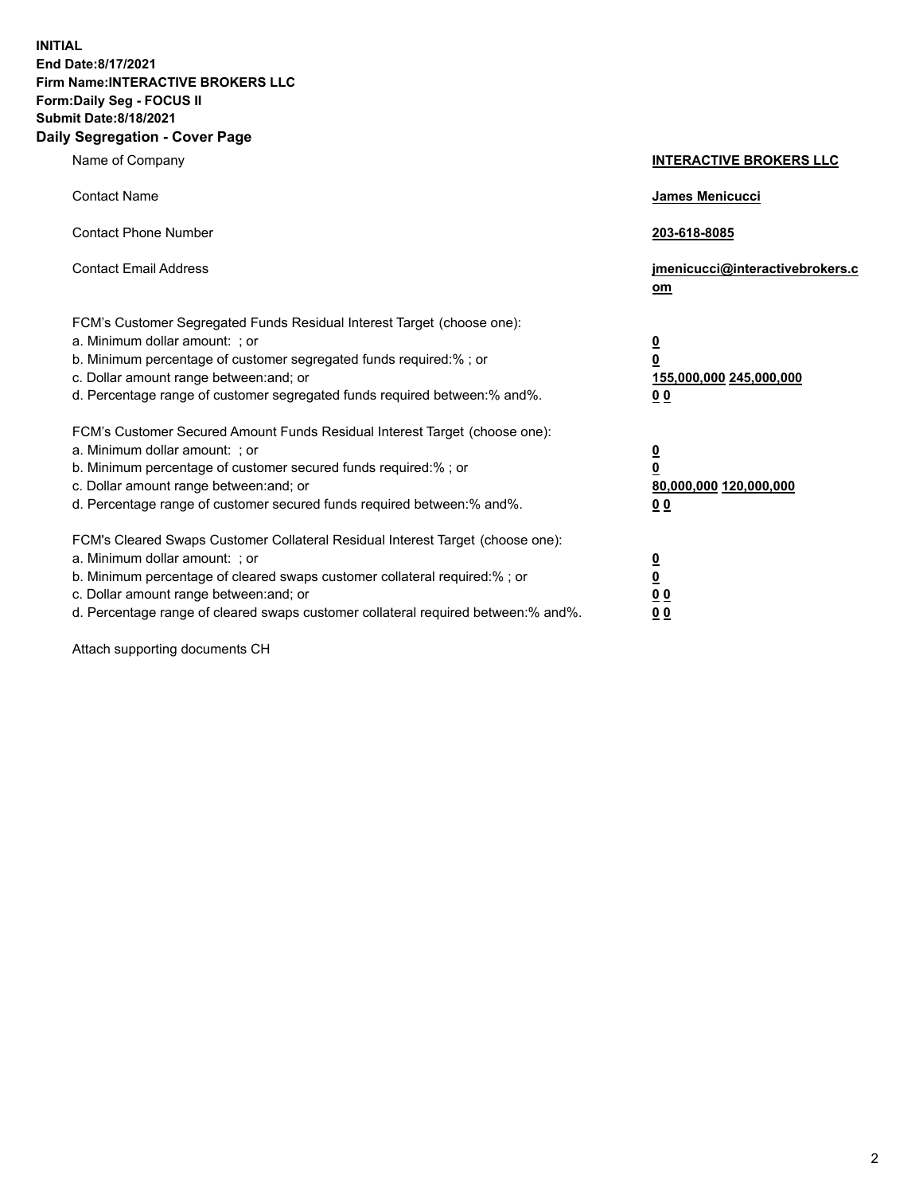**INITIAL**
**End Date:8/17/2021**
**Firm Name:INTERACTIVE BROKERS LLC**
**Form:Daily Seg - FOCUS II**
**Submit Date:8/18/2021**

## Daily Segregation - Cover Page

| | |
|---|---|
| Name of Company | **INTERACTIVE BROKERS LLC** |
| Contact Name | **James Menicucci** |
| Contact Phone Number | **203-618-8085** |
| Contact Email Address | **jmenicucci@interactivebrokers.com** |
| FCM's Customer Segregated Funds Residual Interest Target (choose one): | |
| a. Minimum dollar amount: ; or | **0** |
| b. Minimum percentage of customer segregated funds required:% ; or | **0** |
| c. Dollar amount range between:and; or | **155,000,000 245,000,000** |
| d. Percentage range of customer segregated funds required between:% and%. | **0 0** |
| FCM's Customer Secured Amount Funds Residual Interest Target (choose one): | |
| a. Minimum dollar amount: ; or | **0** |
| b. Minimum percentage of customer secured funds required:% ; or | **0** |
| c. Dollar amount range between:and; or | **80,000,000 120,000,000** |
| d. Percentage range of customer secured funds required between:% and%. | **0 0** |
| FCM's Cleared Swaps Customer Collateral Residual Interest Target (choose one): | |
| a. Minimum dollar amount: ; or | **0** |
| b. Minimum percentage of cleared swaps customer collateral required:% ; or | **0** |
| c. Dollar amount range between:and; or | **0 0** |
| d. Percentage range of cleared swaps customer collateral required between:% and%. | **0 0** |

Attach supporting documents CH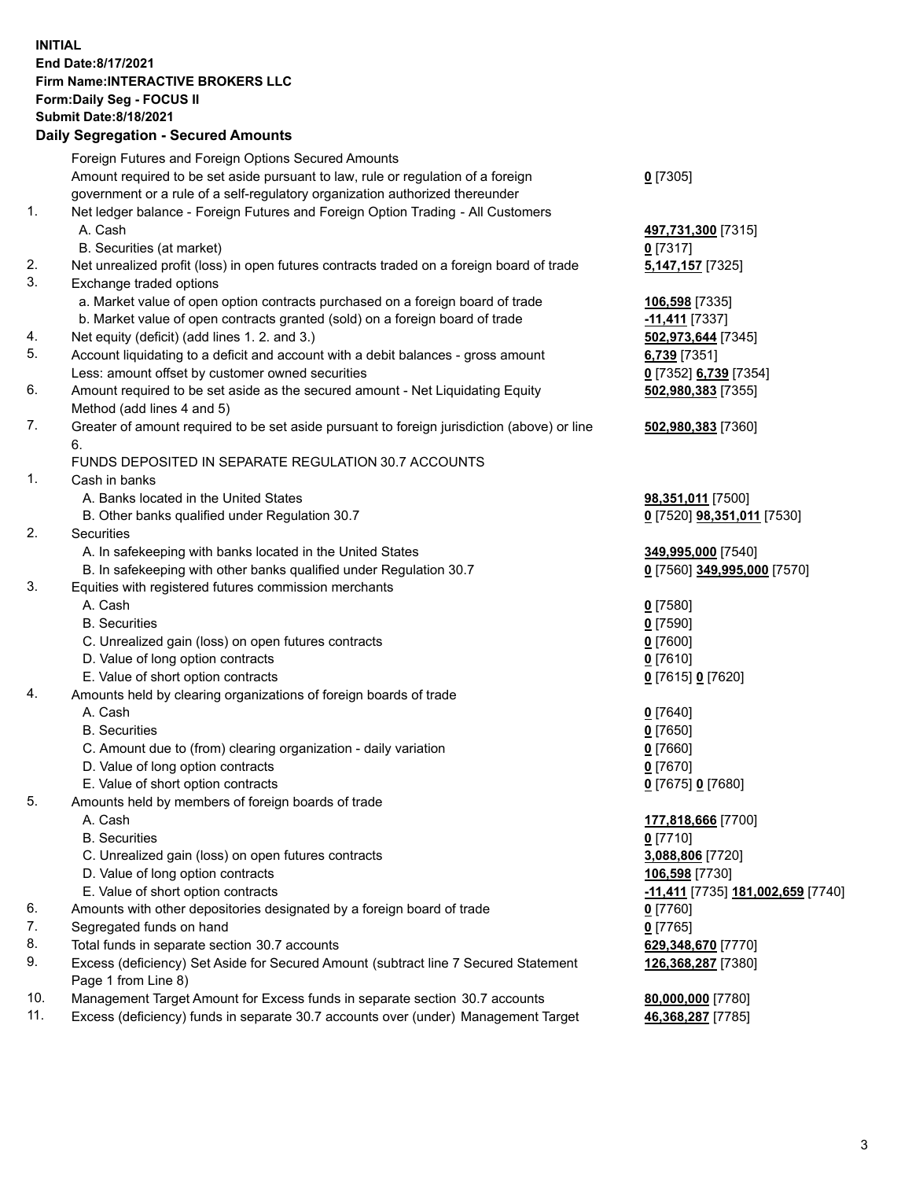**INITIAL**
**End Date:8/17/2021**
**Firm Name:INTERACTIVE BROKERS LLC**
**Form:Daily Seg - FOCUS II**
**Submit Date:8/18/2021**

**Daily Segregation - Secured Amounts**

| | | |
|---|---|---|
| | Foreign Futures and Foreign Options Secured Amounts | |
| | Amount required to be set aside pursuant to law, rule or regulation of a foreign government or a rule of a self-regulatory organization authorized thereunder | **0** [7305] |
| 1. | Net ledger balance - Foreign Futures and Foreign Option Trading - All Customers | |
| | A. Cash | **497,731,300** [7315] |
| | B. Securities (at market) | **0** [7317] |
| 2. | Net unrealized profit (loss) in open futures contracts traded on a foreign board of trade | **5,147,157** [7325] |
| 3. | Exchange traded options | |
| | a. Market value of open option contracts purchased on a foreign board of trade | **106,598** [7335] |
| | b. Market value of open contracts granted (sold) on a foreign board of trade | **-11,411** [7337] |
| 4. | Net equity (deficit) (add lines 1. 2. and 3.) | **502,973,644** [7345] |
| 5. | Account liquidating to a deficit and account with a debit balances - gross amount | **6,739** [7351] |
| | Less: amount offset by customer owned securities | **0** [7352] **6,739** [7354] |
| 6. | Amount required to be set aside as the secured amount - Net Liquidating Equity Method (add lines 4 and 5) | **502,980,383** [7355] |
| 7. | Greater of amount required to be set aside pursuant to foreign jurisdiction (above) or line 6. | **502,980,383** [7360] |
| | FUNDS DEPOSITED IN SEPARATE REGULATION 30.7 ACCOUNTS | |
| 1. | Cash in banks | |
| | A. Banks located in the United States | **98,351,011** [7500] |
| | B. Other banks qualified under Regulation 30.7 | **0** [7520] **98,351,011** [7530] |
| 2. | Securities | |
| | A. In safekeeping with banks located in the United States | **349,995,000** [7540] |
| | B. In safekeeping with other banks qualified under Regulation 30.7 | **0** [7560] **349,995,000** [7570] |
| 3. | Equities with registered futures commission merchants | |
| | A. Cash | **0** [7580] |
| | B. Securities | **0** [7590] |
| | C. Unrealized gain (loss) on open futures contracts | **0** [7600] |
| | D. Value of long option contracts | **0** [7610] |
| | E. Value of short option contracts | **0** [7615] **0** [7620] |
| 4. | Amounts held by clearing organizations of foreign boards of trade | |
| | A. Cash | **0** [7640] |
| | B. Securities | **0** [7650] |
| | C. Amount due to (from) clearing organization - daily variation | **0** [7660] |
| | D. Value of long option contracts | **0** [7670] |
| | E. Value of short option contracts | **0** [7675] **0** [7680] |
| 5. | Amounts held by members of foreign boards of trade | |
| | A. Cash | **177,818,666** [7700] |
| | B. Securities | **0** [7710] |
| | C. Unrealized gain (loss) on open futures contracts | **3,088,806** [7720] |
| | D. Value of long option contracts | **106,598** [7730] |
| | E. Value of short option contracts | **-11,411** [7735] **181,002,659** [7740] |
| 6. | Amounts with other depositories designated by a foreign board of trade | **0** [7760] |
| 7. | Segregated funds on hand | **0** [7765] |
| 8. | Total funds in separate section 30.7 accounts | **629,348,670** [7770] |
| 9. | Excess (deficiency) Set Aside for Secured Amount (subtract line 7 Secured Statement Page 1 from Line 8) | **126,368,287** [7380] |
| 10. | Management Target Amount for Excess funds in separate section 30.7 accounts | **80,000,000** [7780] |
| 11. | Excess (deficiency) funds in separate 30.7 accounts over (under) Management Target | **46,368,287** [7785] |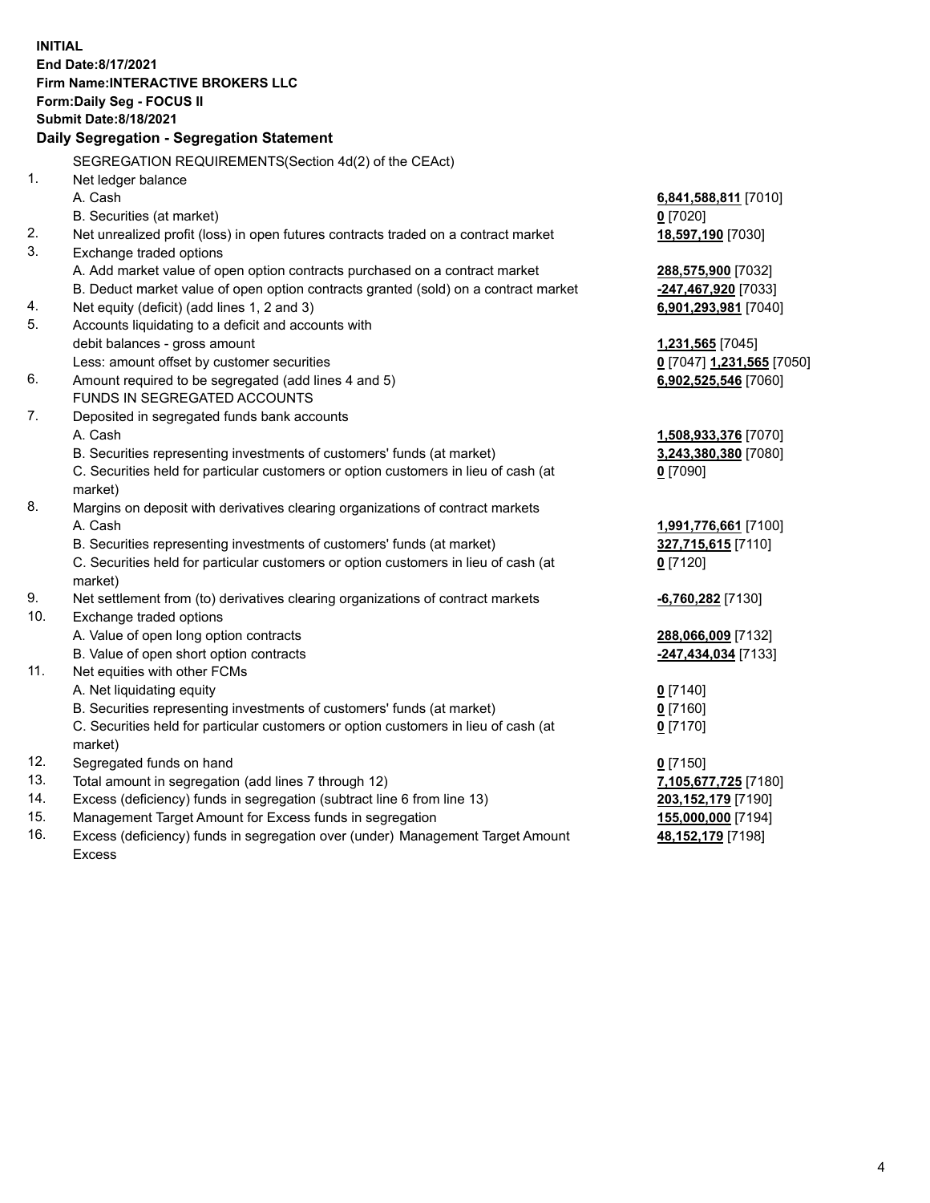**INITIAL**
**End Date:8/17/2021**
**Firm Name:INTERACTIVE BROKERS LLC**
**Form:Daily Seg - FOCUS II**
**Submit Date:8/18/2021**

## Daily Segregation - Segregation Statement

SEGREGATION REQUIREMENTS(Section 4d(2) of the CEAct)

| | | |
|---|---|---|
| 1. | Net ledger balance | |
| | A. Cash | **6,841,588,811** [7010] |
| | B. Securities (at market) | **0** [7020] |
| 2. | Net unrealized profit (loss) in open futures contracts traded on a contract market | **18,597,190** [7030] |
| 3. | Exchange traded options | |
| | A. Add market value of open option contracts purchased on a contract market | **288,575,900** [7032] |
| | B. Deduct market value of open option contracts granted (sold) on a contract market | **-247,467,920** [7033] |
| 4. | Net equity (deficit) (add lines 1, 2 and 3) | **6,901,293,981** [7040] |
| 5. | Accounts liquidating to a deficit and accounts with debit balances - gross amount | **1,231,565** [7045] |
| | Less: amount offset by customer securities | **0** [7047] **1,231,565** [7050] |
| 6. | Amount required to be segregated (add lines 4 and 5) | **6,902,525,546** [7060] |
| | FUNDS IN SEGREGATED ACCOUNTS | |
| 7. | Deposited in segregated funds bank accounts | |
| | A. Cash | **1,508,933,376** [7070] |
| | B. Securities representing investments of customers' funds (at market) | **3,243,380,380** [7080] |
| | C. Securities held for particular customers or option customers in lieu of cash (at market) | **0** [7090] |
| 8. | Margins on deposit with derivatives clearing organizations of contract markets | |
| | A. Cash | **1,991,776,661** [7100] |
| | B. Securities representing investments of customers' funds (at market) | **327,715,615** [7110] |
| | C. Securities held for particular customers or option customers in lieu of cash (at market) | **0** [7120] |
| 9. | Net settlement from (to) derivatives clearing organizations of contract markets | **-6,760,282** [7130] |
| 10. | Exchange traded options | |
| | A. Value of open long option contracts | **288,066,009** [7132] |
| | B. Value of open short option contracts | **-247,434,034** [7133] |
| 11. | Net equities with other FCMs | |
| | A. Net liquidating equity | **0** [7140] |
| | B. Securities representing investments of customers' funds (at market) | **0** [7160] |
| | C. Securities held for particular customers or option customers in lieu of cash (at market) | **0** [7170] |
| 12. | Segregated funds on hand | **0** [7150] |
| 13. | Total amount in segregation (add lines 7 through 12) | **7,105,677,725** [7180] |
| 14. | Excess (deficiency) funds in segregation (subtract line 6 from line 13) | **203,152,179** [7190] |
| 15. | Management Target Amount for Excess funds in segregation | **155,000,000** [7194] |
| 16. | Excess (deficiency) funds in segregation over (under) Management Target Amount Excess | **48,152,179** [7198] |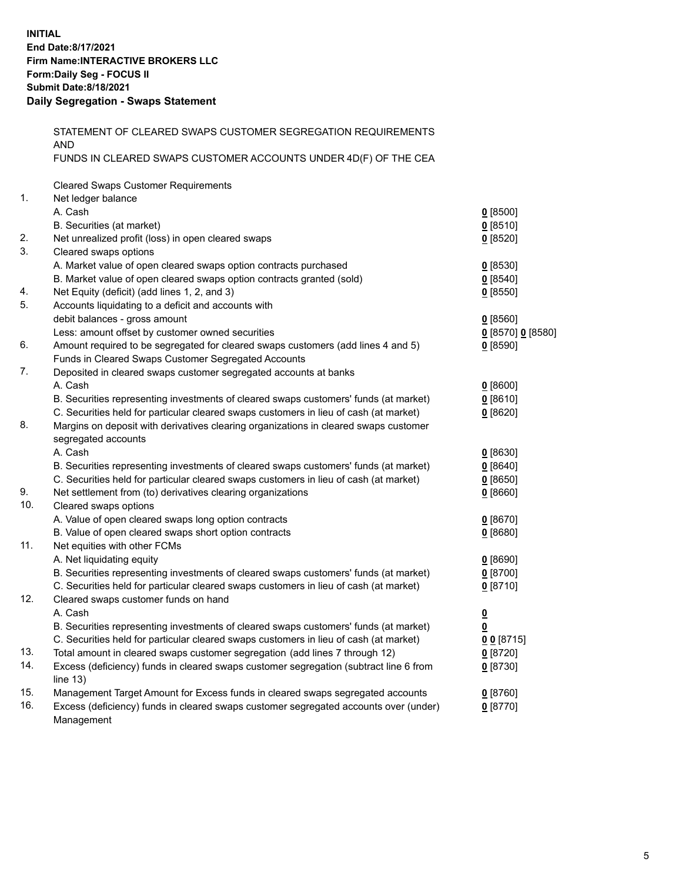**INITIAL**
**End Date:8/17/2021**
**Firm Name:INTERACTIVE BROKERS LLC**
**Form:Daily Seg - FOCUS II**
**Submit Date:8/18/2021**
**Daily Segregation - Swaps Statement**

STATEMENT OF CLEARED SWAPS CUSTOMER SEGREGATION REQUIREMENTS AND FUNDS IN CLEARED SWAPS CUSTOMER ACCOUNTS UNDER 4D(F) OF THE CEA

| | | |
|---|---|---|
| | Cleared Swaps Customer Requirements | |
| 1. | Net ledger balance | |
| | A. Cash | 0 [8500] |
| | B. Securities (at market) | 0 [8510] |
| 2. | Net unrealized profit (loss) in open cleared swaps | 0 [8520] |
| 3. | Cleared swaps options | |
| | A. Market value of open cleared swaps option contracts purchased | 0 [8530] |
| | B. Market value of open cleared swaps option contracts granted (sold) | 0 [8540] |
| 4. | Net Equity (deficit) (add lines 1, 2, and 3) | 0 [8550] |
| 5. | Accounts liquidating to a deficit and accounts with debit balances - gross amount | 0 [8560] |
| | Less: amount offset by customer owned securities | 0 [8570] 0 [8580] |
| 6. | Amount required to be segregated for cleared swaps customers (add lines 4 and 5) | 0 [8590] |
| | Funds in Cleared Swaps Customer Segregated Accounts | |
| 7. | Deposited in cleared swaps customer segregated accounts at banks | |
| | A. Cash | 0 [8600] |
| | B. Securities representing investments of cleared swaps customers' funds (at market) | 0 [8610] |
| | C. Securities held for particular cleared swaps customers in lieu of cash (at market) | 0 [8620] |
| 8. | Margins on deposit with derivatives clearing organizations in cleared swaps customer segregated accounts | |
| | A. Cash | 0 [8630] |
| | B. Securities representing investments of cleared swaps customers' funds (at market) | 0 [8640] |
| | C. Securities held for particular cleared swaps customers in lieu of cash (at market) | 0 [8650] |
| 9. | Net settlement from (to) derivatives clearing organizations | 0 [8660] |
| 10. | Cleared swaps options | |
| | A. Value of open cleared swaps long option contracts | 0 [8670] |
| | B. Value of open cleared swaps short option contracts | 0 [8680] |
| 11. | Net equities with other FCMs | |
| | A. Net liquidating equity | 0 [8690] |
| | B. Securities representing investments of cleared swaps customers' funds (at market) | 0 [8700] |
| | C. Securities held for particular cleared swaps customers in lieu of cash (at market) | 0 [8710] |
| 12. | Cleared swaps customer funds on hand | |
| | A. Cash | 0 |
| | B. Securities representing investments of cleared swaps customers' funds (at market) | 0 |
| | C. Securities held for particular cleared swaps customers in lieu of cash (at market) | 0 0 [8715] |
| 13. | Total amount in cleared swaps customer segregation (add lines 7 through 12) | 0 [8720] |
| 14. | Excess (deficiency) funds in cleared swaps customer segregation (subtract line 6 from line 13) | 0 [8730] |
| 15. | Management Target Amount for Excess funds in cleared swaps segregated accounts | 0 [8760] |
| 16. | Excess (deficiency) funds in cleared swaps customer segregated accounts over (under) Management | 0 [8770] |